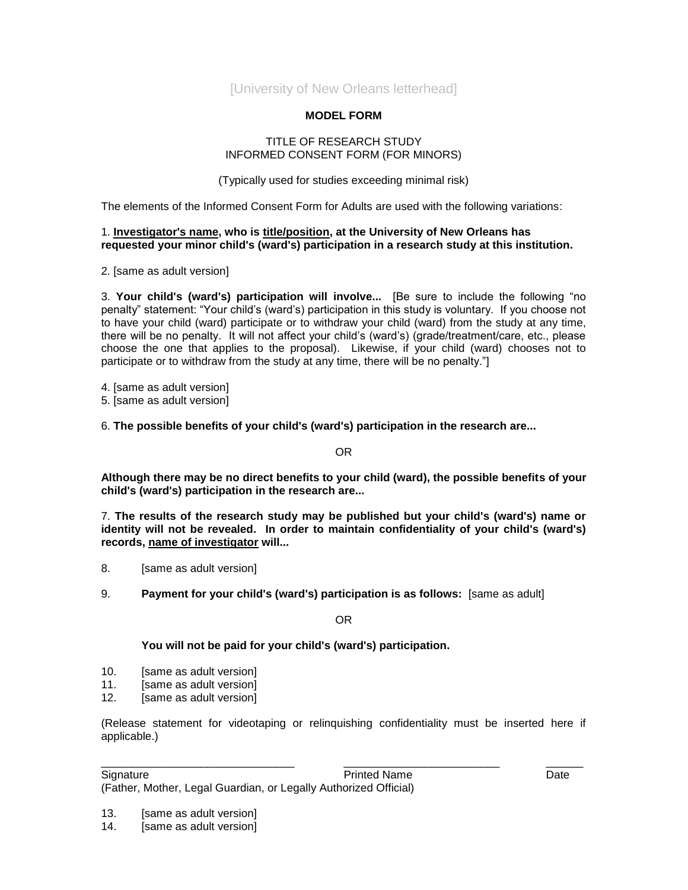[University of New Orleans letterhead]

**MODEL FORM**

TITLE OF RESEARCH STUDY
INFORMED CONSENT FORM (FOR MINORS)

(Typically used for studies exceeding minimal risk)

The elements of the Informed Consent Form for Adults are used with the following variations:

1. **<u>Investigator's name</u>, who is <u>title/position</u>, at the University of New Orleans has requested your minor child's (ward's) participation in a research study at this institution.**

2. [same as adult version]

3. **Your child's (ward's) participation will involve...** [Be sure to include the following "no penalty" statement: "Your child's (ward's) participation in this study is voluntary. If you choose not to have your child (ward) participate or to withdraw your child (ward) from the study at any time, there will be no penalty. It will not affect your child's (ward's) (grade/treatment/care, etc., please choose the one that applies to the proposal). Likewise, if your child (ward) chooses not to participate or to withdraw from the study at any time, there will be no penalty."]

4. [same as adult version]
5. [same as adult version]

6. **The possible benefits of your child's (ward's) participation in the research are...**

OR

**Although there may be no direct benefits to your child (ward), the possible benefits of your child's (ward's) participation in the research are...**

7. **The results of the research study may be published but your child's (ward's) name or identity will not be revealed. In order to maintain confidentiality of your child's (ward's) records, <u>name of investigator</u> will...**

8. [same as adult version]

9. **Payment for your child's (ward's) participation is as follows:** [same as adult]

OR

**You will not be paid for your child's (ward's) participation.**

10. [same as adult version]
11. [same as adult version]
12. [same as adult version]

(Release statement for videotaping or relinquishing confidentiality must be inserted here if applicable.)

| _______________________________ | _________________________ | ______ |
|---|---|---|
| Signature | Printed Name | Date |

(Father, Mother, Legal Guardian, or Legally Authorized Official)

13. [same as adult version]
14. [same as adult version]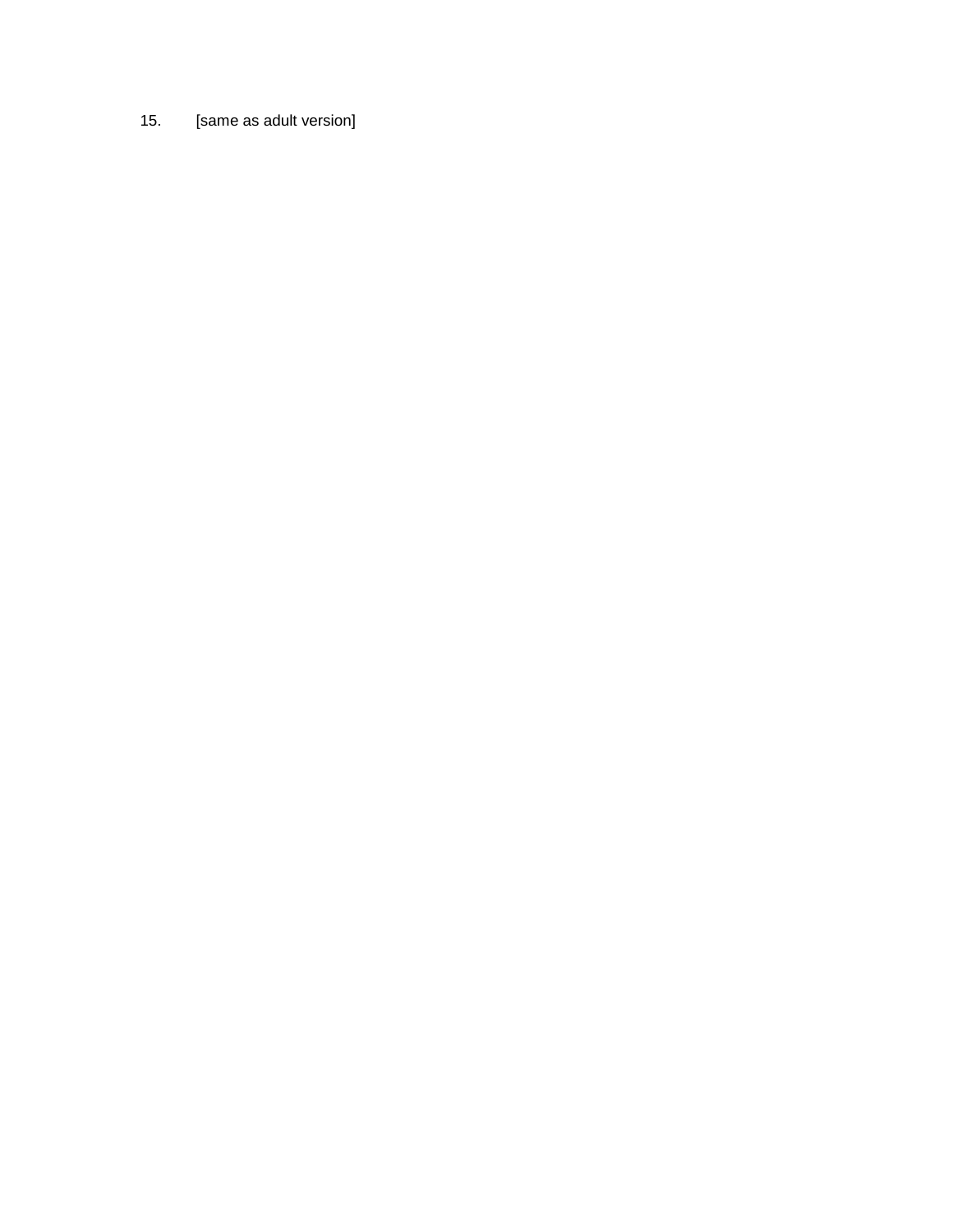15. [same as adult version]